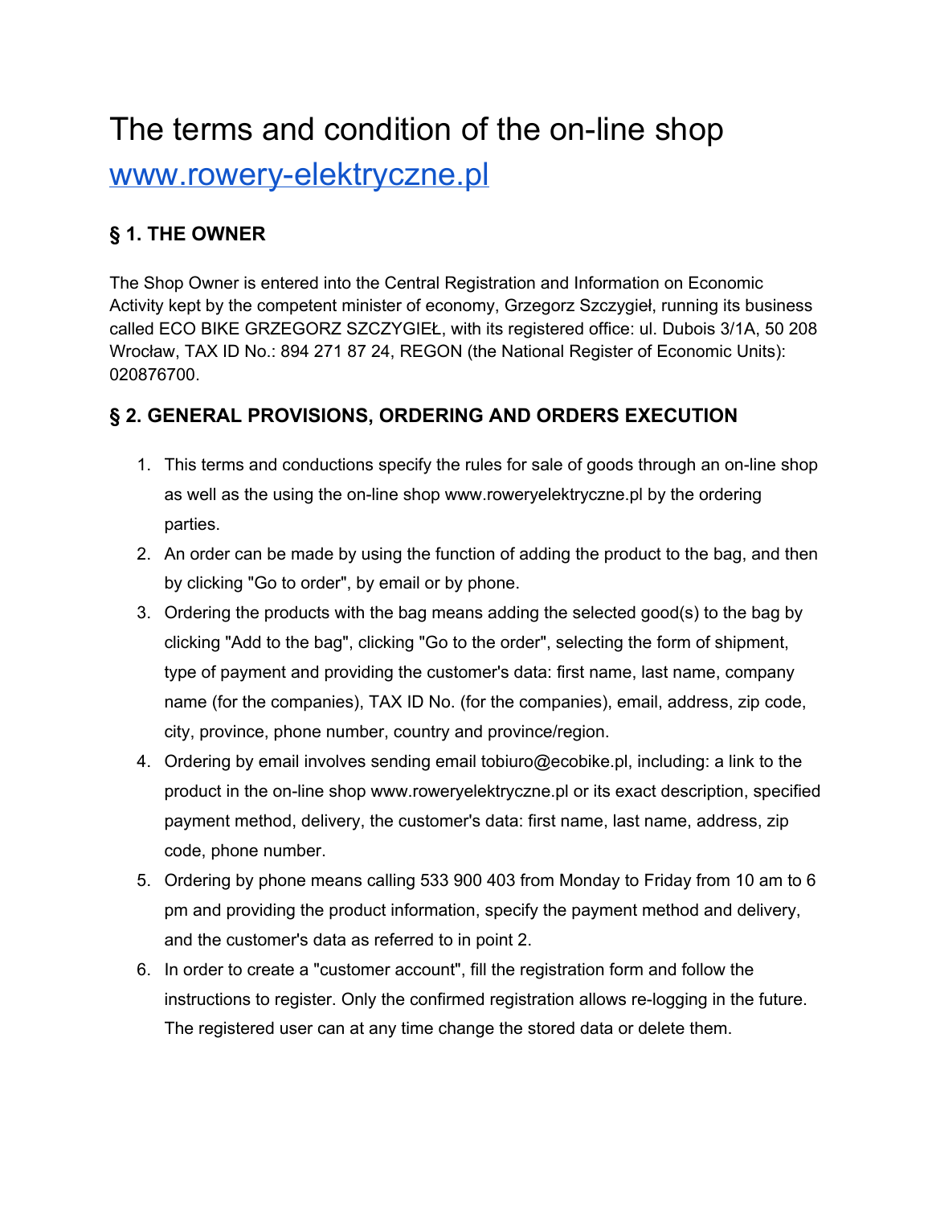# The terms and condition of the on-line shop [www.rowery-elektryczne.pl](http://www.rowery-elektryczne.pl)

### § 1. THE OWNER

The Shop Owner is entered into the Central Registration and Information on Economic Activity kept by the competent minister of economy, Grzegorz Szczygieł, running its business called ECO BIKE GRZEGORZ SZCZYGIEŁ, with its registered office: ul. Dubois 3/1A, 50 208 Wrocław, TAX ID No.: 894 271 87 24, REGON (the National Register of Economic Units): 020876700.

### § 2. GENERAL PROVISIONS, ORDERING AND ORDERS EXECUTION

1. This terms and conductions specify the rules for sale of goods through an on-line shop as well as the using the on-line shop www.roweryelektryczne.pl by the ordering parties.
2. An order can be made by using the function of adding the product to the bag, and then by clicking "Go to order", by email or by phone.
3. Ordering the products with the bag means adding the selected good(s) to the bag by clicking "Add to the bag", clicking "Go to the order", selecting the form of shipment, type of payment and providing the customer's data: first name, last name, company name (for the companies), TAX ID No. (for the companies), email, address, zip code, city, province, phone number, country and province/region.
4. Ordering by email involves sending email tobiuro@ecobike.pl, including: a link to the product in the on-line shop www.roweryelektryczne.pl or its exact description, specified payment method, delivery, the customer's data: first name, last name, address, zip code, phone number.
5. Ordering by phone means calling 533 900 403 from Monday to Friday from 10 am to 6 pm and providing the product information, specify the payment method and delivery, and the customer's data as referred to in point 2.
6. In order to create a "customer account", fill the registration form and follow the instructions to register. Only the confirmed registration allows re-logging in the future. The registered user can at any time change the stored data or delete them.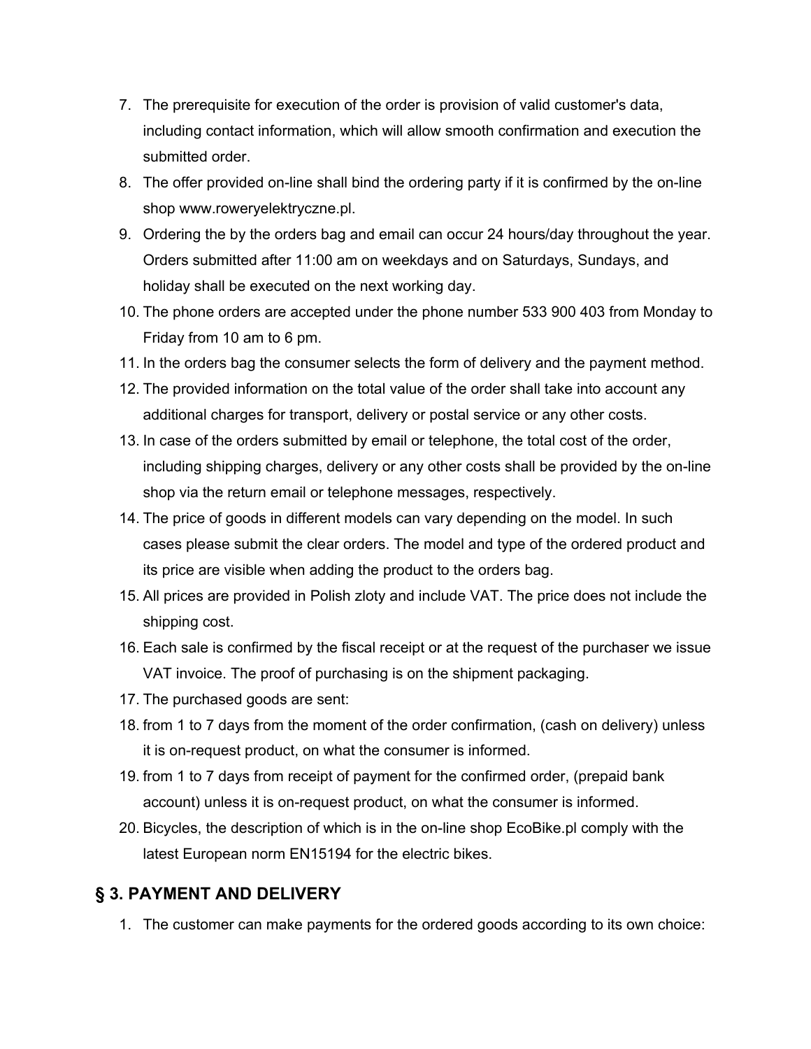7. The prerequisite for execution of the order is provision of valid customer's data, including contact information, which will allow smooth confirmation and execution the submitted order.
8. The offer provided on-line shall bind the ordering party if it is confirmed by the on-line shop www.roweryelektryczne.pl.
9. Ordering the by the orders bag and email can occur 24 hours/day throughout the year. Orders submitted after 11:00 am on weekdays and on Saturdays, Sundays, and holiday shall be executed on the next working day.
10. The phone orders are accepted under the phone number 533 900 403 from Monday to Friday from 10 am to 6 pm.
11. In the orders bag the consumer selects the form of delivery and the payment method.
12. The provided information on the total value of the order shall take into account any additional charges for transport, delivery or postal service or any other costs.
13. In case of the orders submitted by email or telephone, the total cost of the order, including shipping charges, delivery or any other costs shall be provided by the on-line shop via the return email or telephone messages, respectively.
14. The price of goods in different models can vary depending on the model. In such cases please submit the clear orders. The model and type of the ordered product and its price are visible when adding the product to the orders bag.
15. All prices are provided in Polish zloty and include VAT. The price does not include the shipping cost.
16. Each sale is confirmed by the fiscal receipt or at the request of the purchaser we issue VAT invoice. The proof of purchasing is on the shipment packaging.
17. The purchased goods are sent:
18. from 1 to 7 days from the moment of the order confirmation, (cash on delivery) unless it is on-request product, on what the consumer is informed.
19. from 1 to 7 days from receipt of payment for the confirmed order, (prepaid bank account) unless it is on-request product, on what the consumer is informed.
20. Bicycles, the description of which is in the on-line shop EcoBike.pl comply with the latest European norm EN15194 for the electric bikes.

## § 3. PAYMENT AND DELIVERY

1. The customer can make payments for the ordered goods according to its own choice: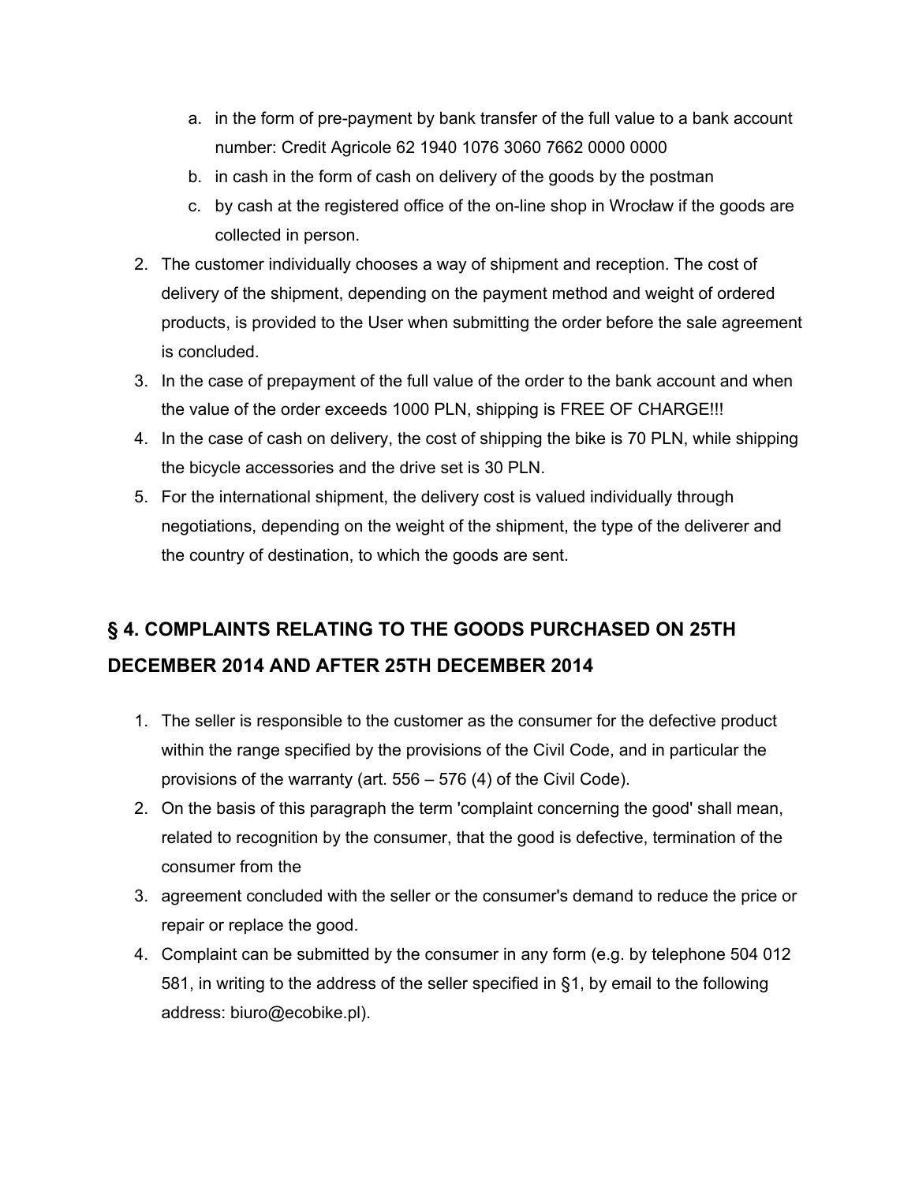a. in the form of pre-payment by bank transfer of the full value to a bank account number: Credit Agricole 62 1940 1076 3060 7662 0000 0000
   b. in cash in the form of cash on delivery of the goods by the postman
   c. by cash at the registered office of the on-line shop in Wrocław if the goods are collected in person.
2. The customer individually chooses a way of shipment and reception. The cost of delivery of the shipment, depending on the payment method and weight of ordered products, is provided to the User when submitting the order before the sale agreement is concluded.
3. In the case of prepayment of the full value of the order to the bank account and when the value of the order exceeds 1000 PLN, shipping is FREE OF CHARGE!!!
4. In the case of cash on delivery, the cost of shipping the bike is 70 PLN, while shipping the bicycle accessories and the drive set is 30 PLN.
5. For the international shipment, the delivery cost is valued individually through negotiations, depending on the weight of the shipment, the type of the deliverer and the country of destination, to which the goods are sent.

## § 4. COMPLAINTS RELATING TO THE GOODS PURCHASED ON 25TH DECEMBER 2014 AND AFTER 25TH DECEMBER 2014

1. The seller is responsible to the customer as the consumer for the defective product within the range specified by the provisions of the Civil Code, and in particular the provisions of the warranty (art. 556 – 576 (4) of the Civil Code).
2. On the basis of this paragraph the term 'complaint concerning the good' shall mean, related to recognition by the consumer, that the good is defective, termination of the consumer from the
3. agreement concluded with the seller or the consumer's demand to reduce the price or repair or replace the good.
4. Complaint can be submitted by the consumer in any form (e.g. by telephone 504 012 581, in writing to the address of the seller specified in §1, by email to the following address: biuro@ecobike.pl).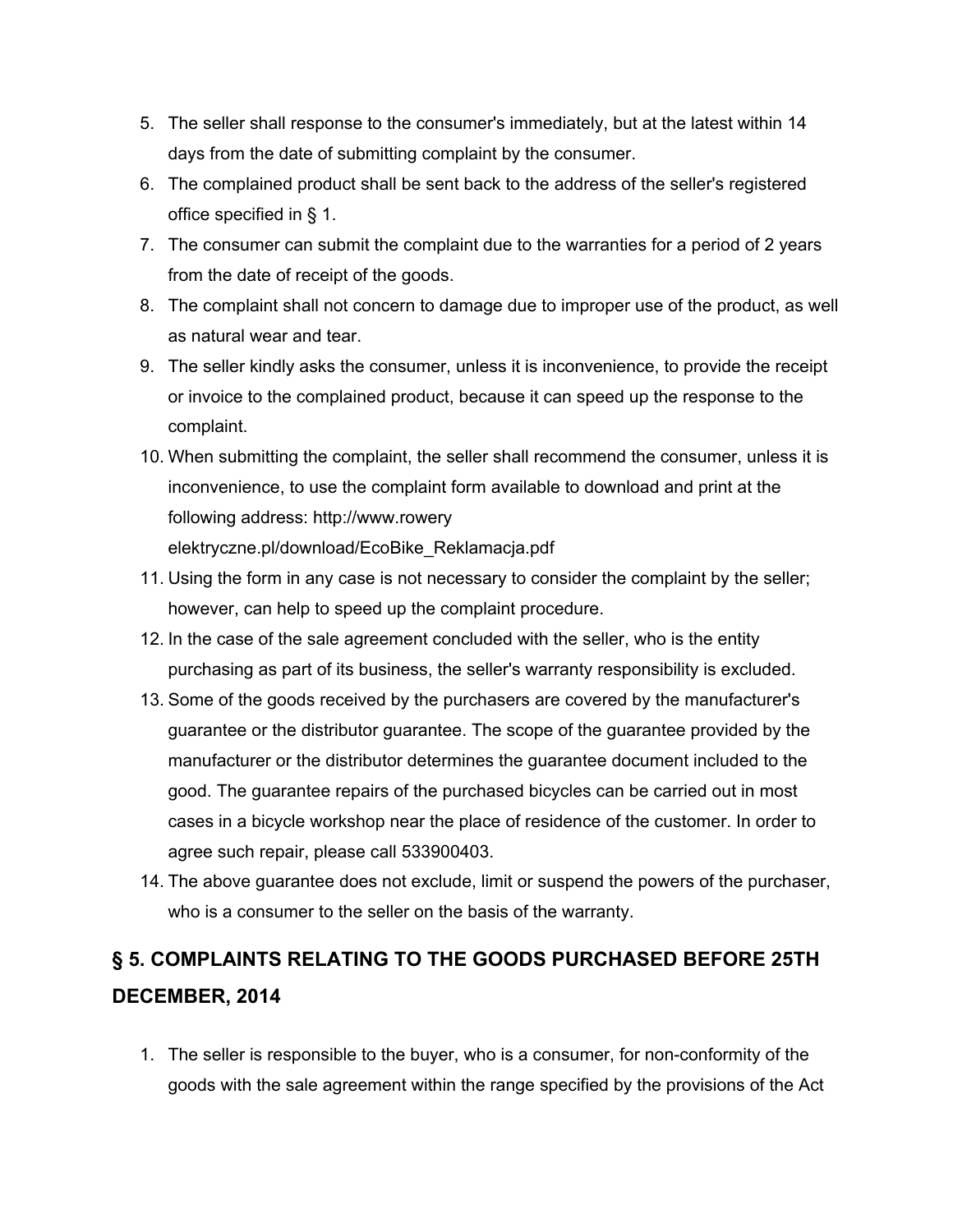5. The seller shall response to the consumer's immediately, but at the latest within 14 days from the date of submitting complaint by the consumer.
6. The complained product shall be sent back to the address of the seller's registered office specified in § 1.
7. The consumer can submit the complaint due to the warranties for a period of 2 years from the date of receipt of the goods.
8. The complaint shall not concern to damage due to improper use of the product, as well as natural wear and tear.
9. The seller kindly asks the consumer, unless it is inconvenience, to provide the receipt or invoice to the complained product, because it can speed up the response to the complaint.
10. When submitting the complaint, the seller shall recommend the consumer, unless it is inconvenience, to use the complaint form available to download and print at the following address: http://www.rowery elektryczne.pl/download/EcoBike_Reklamacja.pdf
11. Using the form in any case is not necessary to consider the complaint by the seller; however, can help to speed up the complaint procedure.
12. In the case of the sale agreement concluded with the seller, who is the entity purchasing as part of its business, the seller's warranty responsibility is excluded.
13. Some of the goods received by the purchasers are covered by the manufacturer's guarantee or the distributor guarantee. The scope of the guarantee provided by the manufacturer or the distributor determines the guarantee document included to the good. The guarantee repairs of the purchased bicycles can be carried out in most cases in a bicycle workshop near the place of residence of the customer. In order to agree such repair, please call 533900403.
14. The above guarantee does not exclude, limit or suspend the powers of the purchaser, who is a consumer to the seller on the basis of the warranty.

## § 5. COMPLAINTS RELATING TO THE GOODS PURCHASED BEFORE 25TH DECEMBER, 2014

1. The seller is responsible to the buyer, who is a consumer, for non-conformity of the goods with the sale agreement within the range specified by the provisions of the Act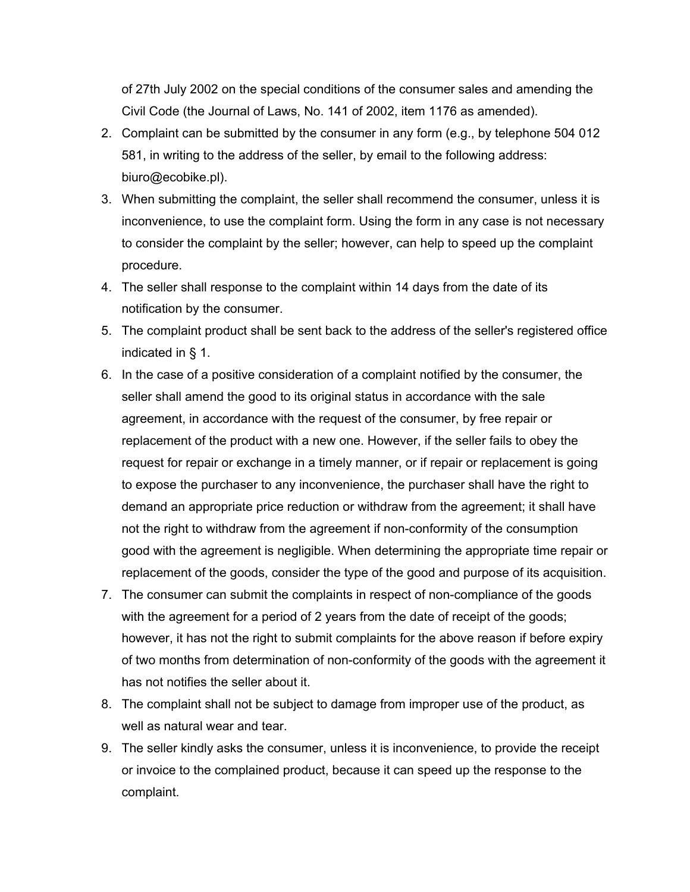of 27th July 2002 on the special conditions of the consumer sales and amending the Civil Code (the Journal of Laws, No. 141 of 2002, item 1176 as amended).

2. Complaint can be submitted by the consumer in any form (e.g., by telephone 504 012 581, in writing to the address of the seller, by email to the following address: biuro@ecobike.pl).
3. When submitting the complaint, the seller shall recommend the consumer, unless it is inconvenience, to use the complaint form. Using the form in any case is not necessary to consider the complaint by the seller; however, can help to speed up the complaint procedure.
4. The seller shall response to the complaint within 14 days from the date of its notification by the consumer.
5. The complaint product shall be sent back to the address of the seller's registered office indicated in § 1.
6. In the case of a positive consideration of a complaint notified by the consumer, the seller shall amend the good to its original status in accordance with the sale agreement, in accordance with the request of the consumer, by free repair or replacement of the product with a new one. However, if the seller fails to obey the request for repair or exchange in a timely manner, or if repair or replacement is going to expose the purchaser to any inconvenience, the purchaser shall have the right to demand an appropriate price reduction or withdraw from the agreement; it shall have not the right to withdraw from the agreement if non-conformity of the consumption good with the agreement is negligible. When determining the appropriate time repair or replacement of the goods, consider the type of the good and purpose of its acquisition.
7. The consumer can submit the complaints in respect of non-compliance of the goods with the agreement for a period of 2 years from the date of receipt of the goods; however, it has not the right to submit complaints for the above reason if before expiry of two months from determination of non-conformity of the goods with the agreement it has not notifies the seller about it.
8. The complaint shall not be subject to damage from improper use of the product, as well as natural wear and tear.
9. The seller kindly asks the consumer, unless it is inconvenience, to provide the receipt or invoice to the complained product, because it can speed up the response to the complaint.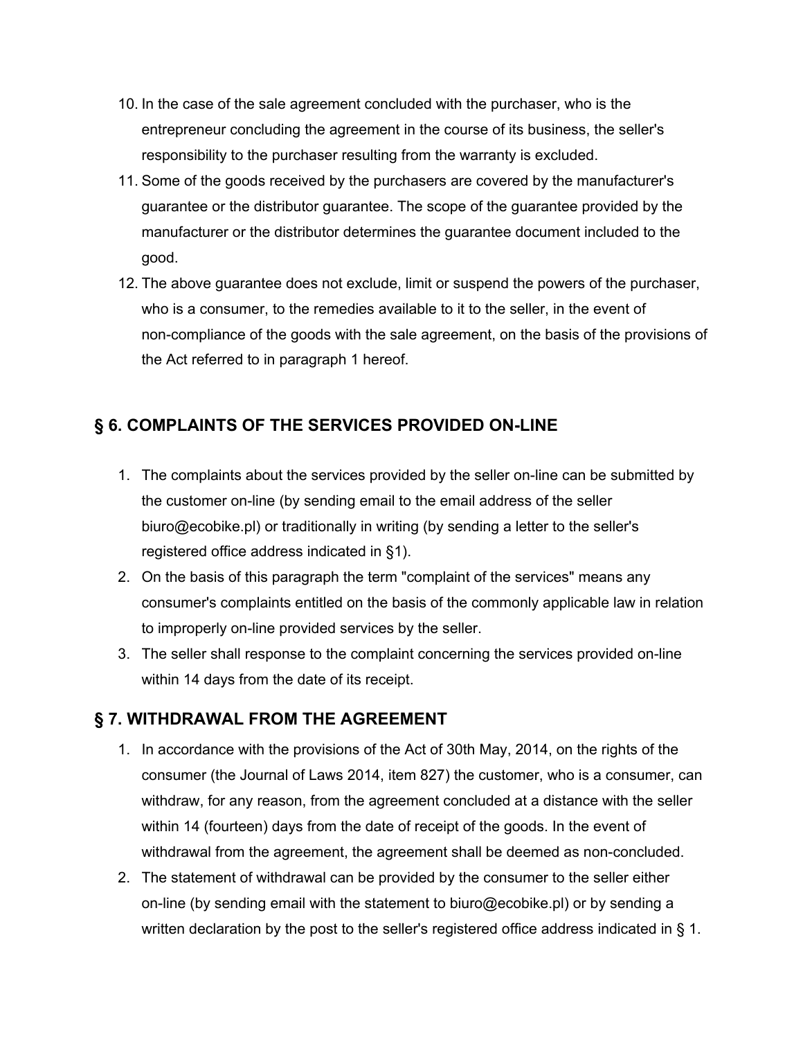10. In the case of the sale agreement concluded with the purchaser, who is the entrepreneur concluding the agreement in the course of its business, the seller's responsibility to the purchaser resulting from the warranty is excluded.
11. Some of the goods received by the purchasers are covered by the manufacturer's guarantee or the distributor guarantee. The scope of the guarantee provided by the manufacturer or the distributor determines the guarantee document included to the good.
12. The above guarantee does not exclude, limit or suspend the powers of the purchaser, who is a consumer, to the remedies available to it to the seller, in the event of non-compliance of the goods with the sale agreement, on the basis of the provisions of the Act referred to in paragraph 1 hereof.

## § 6. COMPLAINTS OF THE SERVICES PROVIDED ON-LINE

1. The complaints about the services provided by the seller on-line can be submitted by the customer on-line (by sending email to the email address of the seller biuro@ecobike.pl) or traditionally in writing (by sending a letter to the seller's registered office address indicated in §1).
2. On the basis of this paragraph the term "complaint of the services" means any consumer's complaints entitled on the basis of the commonly applicable law in relation to improperly on-line provided services by the seller.
3. The seller shall response to the complaint concerning the services provided on-line within 14 days from the date of its receipt.

## § 7. WITHDRAWAL FROM THE AGREEMENT

1. In accordance with the provisions of the Act of 30th May, 2014, on the rights of the consumer (the Journal of Laws 2014, item 827) the customer, who is a consumer, can withdraw, for any reason, from the agreement concluded at a distance with the seller within 14 (fourteen) days from the date of receipt of the goods. In the event of withdrawal from the agreement, the agreement shall be deemed as non-concluded.
2. The statement of withdrawal can be provided by the consumer to the seller either on-line (by sending email with the statement to biuro@ecobike.pl) or by sending a written declaration by the post to the seller's registered office address indicated in § 1.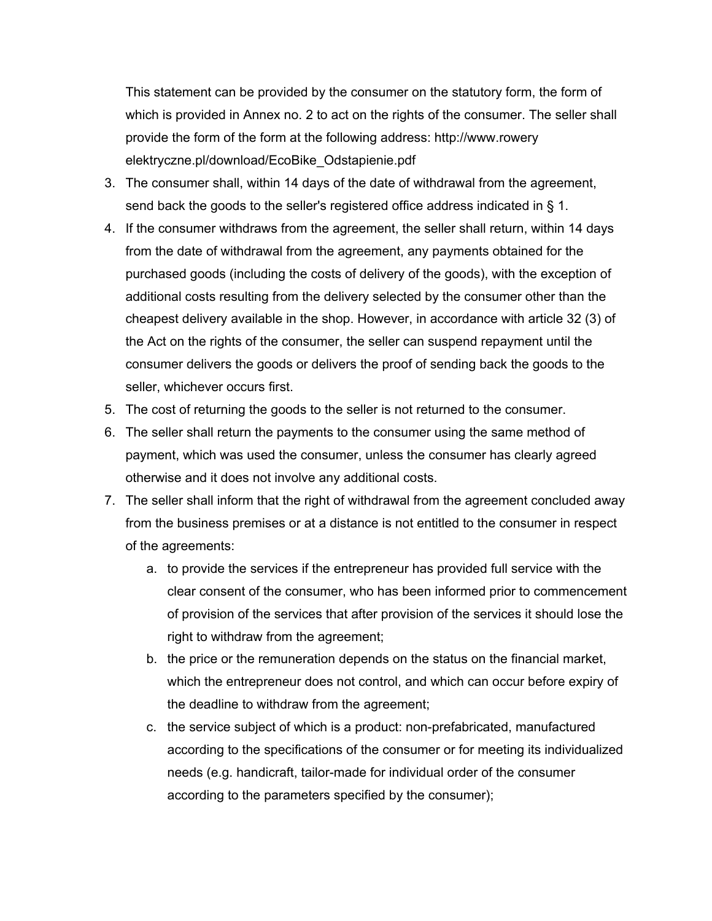This statement can be provided by the consumer on the statutory form, the form of which is provided in Annex no. 2 to act on the rights of the consumer. The seller shall provide the form of the form at the following address: http://www.rowery elektryczne.pl/download/EcoBike_Odstapienie.pdf

3. The consumer shall, within 14 days of the date of withdrawal from the agreement, send back the goods to the seller's registered office address indicated in § 1.
4. If the consumer withdraws from the agreement, the seller shall return, within 14 days from the date of withdrawal from the agreement, any payments obtained for the purchased goods (including the costs of delivery of the goods), with the exception of additional costs resulting from the delivery selected by the consumer other than the cheapest delivery available in the shop. However, in accordance with article 32 (3) of the Act on the rights of the consumer, the seller can suspend repayment until the consumer delivers the goods or delivers the proof of sending back the goods to the seller, whichever occurs first.
5. The cost of returning the goods to the seller is not returned to the consumer.
6. The seller shall return the payments to the consumer using the same method of payment, which was used the consumer, unless the consumer has clearly agreed otherwise and it does not involve any additional costs.
7. The seller shall inform that the right of withdrawal from the agreement concluded away from the business premises or at a distance is not entitled to the consumer in respect of the agreements:
   a. to provide the services if the entrepreneur has provided full service with the clear consent of the consumer, who has been informed prior to commencement of provision of the services that after provision of the services it should lose the right to withdraw from the agreement;
   b. the price or the remuneration depends on the status on the financial market, which the entrepreneur does not control, and which can occur before expiry of the deadline to withdraw from the agreement;
   c. the service subject of which is a product: non-prefabricated, manufactured according to the specifications of the consumer or for meeting its individualized needs (e.g. handicraft, tailor-made for individual order of the consumer according to the parameters specified by the consumer);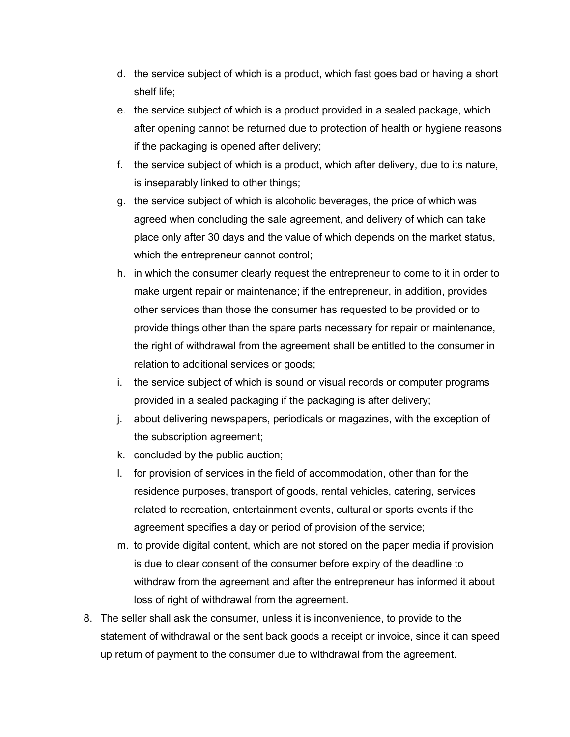d. the service subject of which is a product, which fast goes bad or having a short shelf life;
e. the service subject of which is a product provided in a sealed package, which after opening cannot be returned due to protection of health or hygiene reasons if the packaging is opened after delivery;
f. the service subject of which is a product, which after delivery, due to its nature, is inseparably linked to other things;
g. the service subject of which is alcoholic beverages, the price of which was agreed when concluding the sale agreement, and delivery of which can take place only after 30 days and the value of which depends on the market status, which the entrepreneur cannot control;
h. in which the consumer clearly request the entrepreneur to come to it in order to make urgent repair or maintenance; if the entrepreneur, in addition, provides other services than those the consumer has requested to be provided or to provide things other than the spare parts necessary for repair or maintenance, the right of withdrawal from the agreement shall be entitled to the consumer in relation to additional services or goods;
i. the service subject of which is sound or visual records or computer programs provided in a sealed packaging if the packaging is after delivery;
j. about delivering newspapers, periodicals or magazines, with the exception of the subscription agreement;
k. concluded by the public auction;
l. for provision of services in the field of accommodation, other than for the residence purposes, transport of goods, rental vehicles, catering, services related to recreation, entertainment events, cultural or sports events if the agreement specifies a day or period of provision of the service;
m. to provide digital content, which are not stored on the paper media if provision is due to clear consent of the consumer before expiry of the deadline to withdraw from the agreement and after the entrepreneur has informed it about loss of right of withdrawal from the agreement.

8. The seller shall ask the consumer, unless it is inconvenience, to provide to the statement of withdrawal or the sent back goods a receipt or invoice, since it can speed up return of payment to the consumer due to withdrawal from the agreement.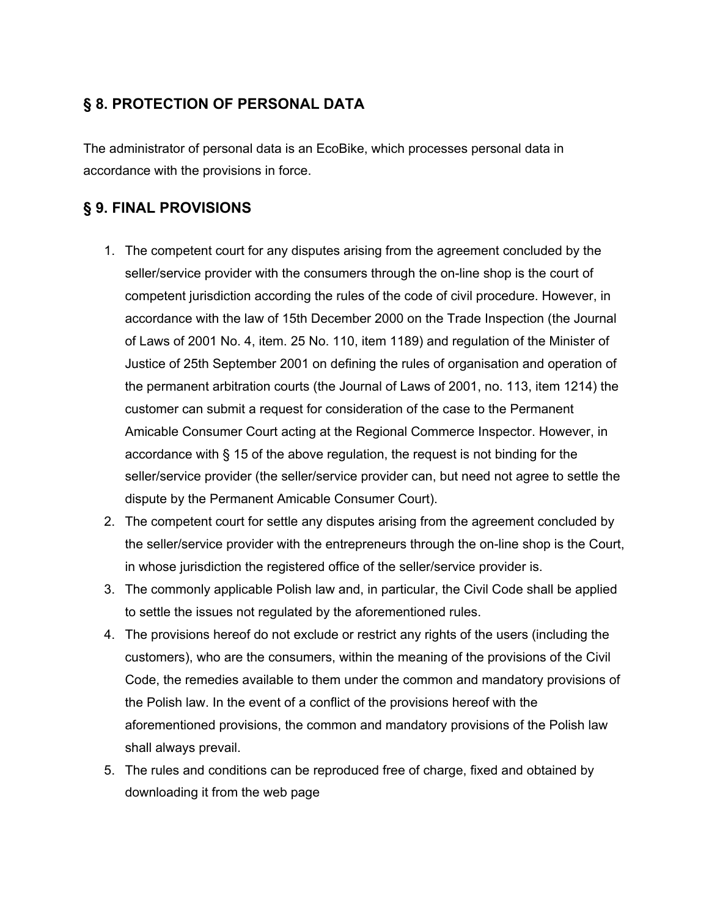## § 8. PROTECTION OF PERSONAL DATA

The administrator of personal data is an EcoBike, which processes personal data in accordance with the provisions in force.

## § 9. FINAL PROVISIONS

1. The competent court for any disputes arising from the agreement concluded by the seller/service provider with the consumers through the on-line shop is the court of competent jurisdiction according the rules of the code of civil procedure. However, in accordance with the law of 15th December 2000 on the Trade Inspection (the Journal of Laws of 2001 No. 4, item. 25 No. 110, item 1189) and regulation of the Minister of Justice of 25th September 2001 on defining the rules of organisation and operation of the permanent arbitration courts (the Journal of Laws of 2001, no. 113, item 1214) the customer can submit a request for consideration of the case to the Permanent Amicable Consumer Court acting at the Regional Commerce Inspector. However, in accordance with § 15 of the above regulation, the request is not binding for the seller/service provider (the seller/service provider can, but need not agree to settle the dispute by the Permanent Amicable Consumer Court).
2. The competent court for settle any disputes arising from the agreement concluded by the seller/service provider with the entrepreneurs through the on-line shop is the Court, in whose jurisdiction the registered office of the seller/service provider is.
3. The commonly applicable Polish law and, in particular, the Civil Code shall be applied to settle the issues not regulated by the aforementioned rules.
4. The provisions hereof do not exclude or restrict any rights of the users (including the customers), who are the consumers, within the meaning of the provisions of the Civil Code, the remedies available to them under the common and mandatory provisions of the Polish law. In the event of a conflict of the provisions hereof with the aforementioned provisions, the common and mandatory provisions of the Polish law shall always prevail.
5. The rules and conditions can be reproduced free of charge, fixed and obtained by downloading it from the web page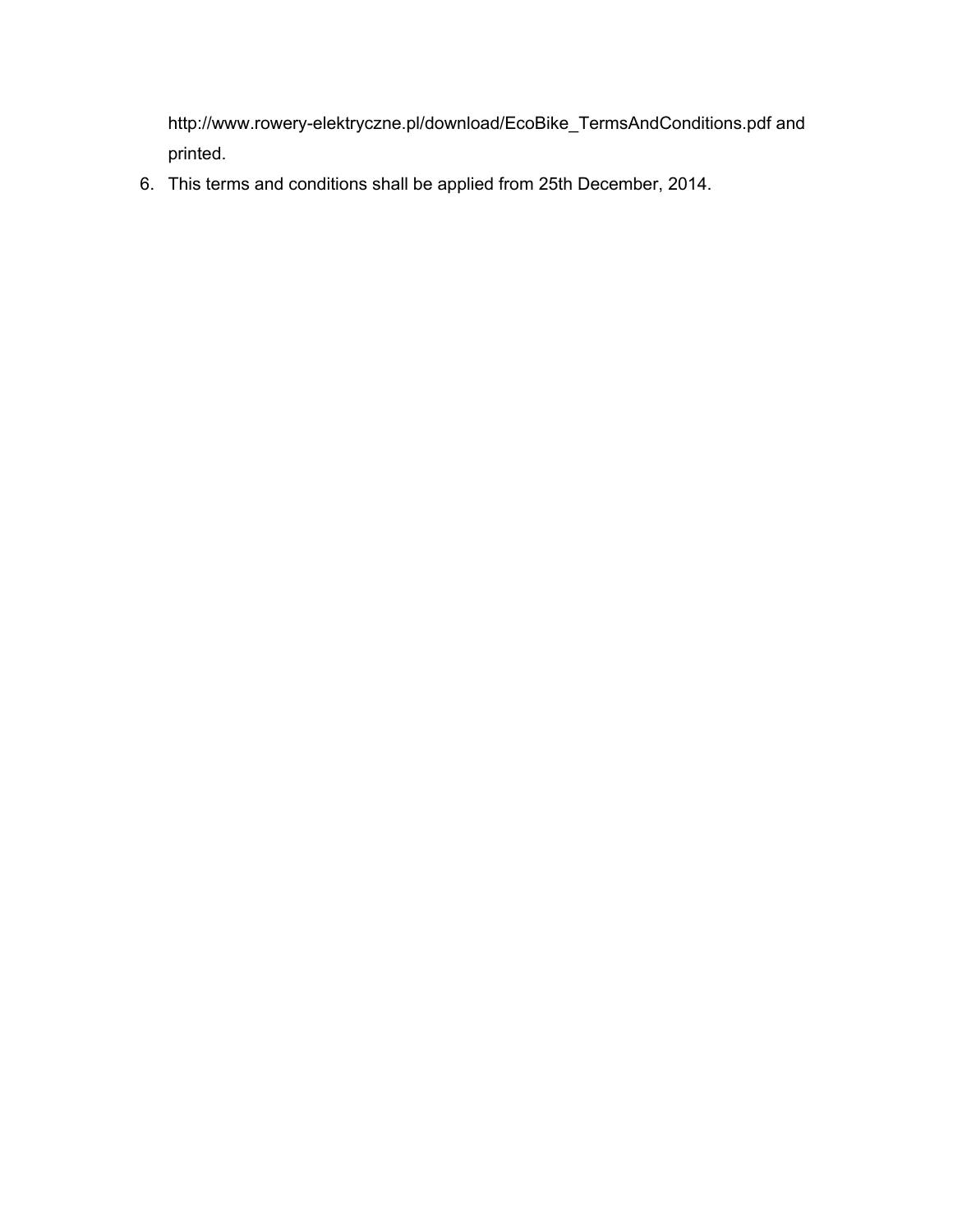http://www.rowery-elektryczne.pl/download/EcoBike_TermsAndConditions.pdf and printed.

6. This terms and conditions shall be applied from 25th December, 2014.